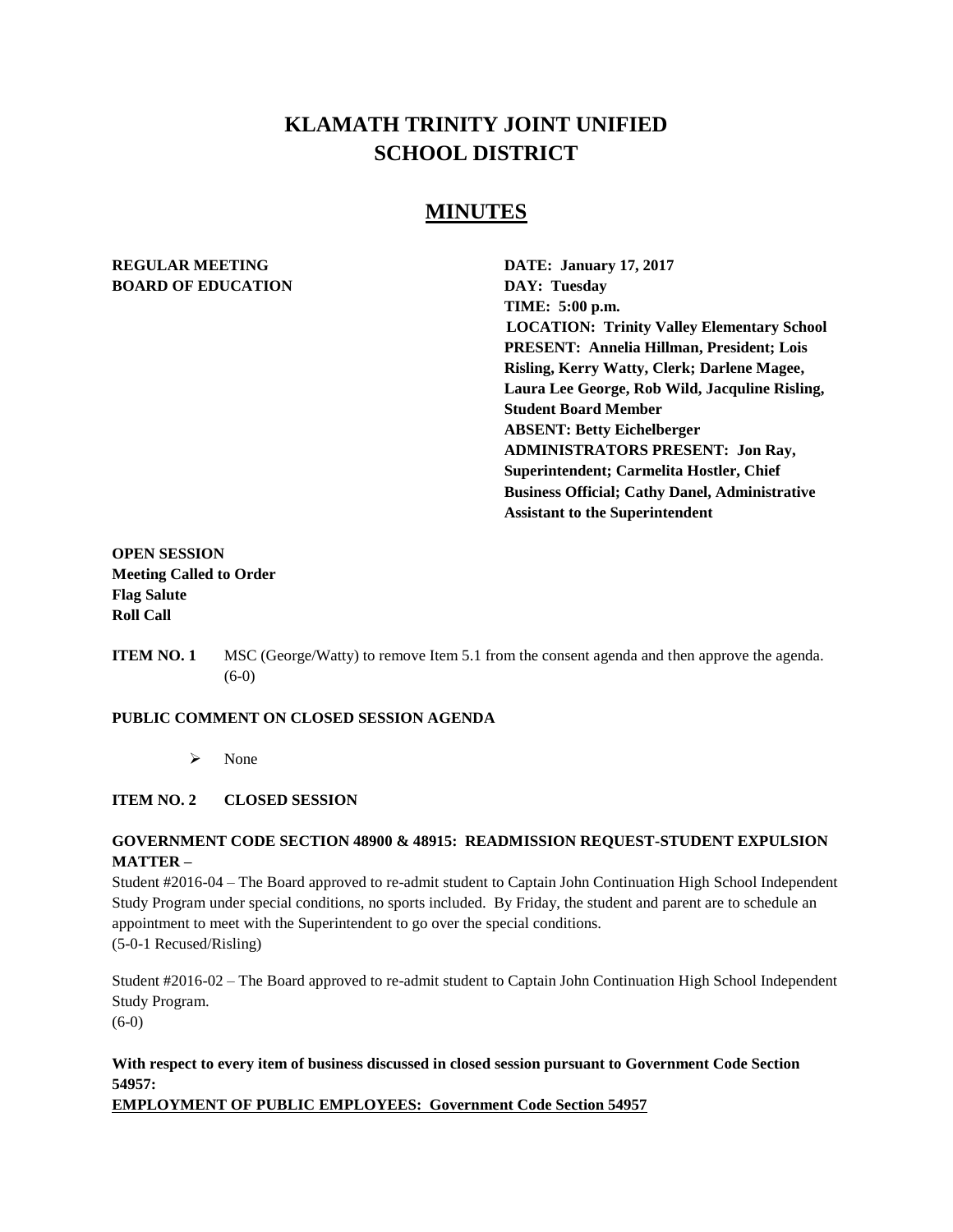# KLAMATH TRINITY JOINT UNIFIED SCHOOL DISTRICT

## MINUTES

**REGULAR MEETING**
**BOARD OF EDUCATION**

**DATE: January 17, 2017**
**DAY: Tuesday**
**TIME: 5:00 p.m.**
**LOCATION: Trinity Valley Elementary School**
**PRESENT: Annelia Hillman, President; Lois Risling, Kerry Watty, Clerk; Darlene Magee, Laura Lee George, Rob Wild, Jacquline Risling, Student Board Member**
**ABSENT: Betty Eichelberger**
**ADMINISTRATORS PRESENT: Jon Ray, Superintendent; Carmelita Hostler, Chief Business Official; Cathy Danel, Administrative Assistant to the Superintendent**

**OPEN SESSION**
**Meeting Called to Order**
**Flag Salute**
**Roll Call**

**ITEM NO. 1** MSC (George/Watty) to remove Item 5.1 from the consent agenda and then approve the agenda. (6-0)

**PUBLIC COMMENT ON CLOSED SESSION AGENDA**

- None

**ITEM NO. 2 CLOSED SESSION**

**GOVERNMENT CODE SECTION 48900 & 48915: READMISSION REQUEST-STUDENT EXPULSION MATTER –**

Student #2016-04 – The Board approved to re-admit student to Captain John Continuation High School Independent Study Program under special conditions, no sports included. By Friday, the student and parent are to schedule an appointment to meet with the Superintendent to go over the special conditions.
(5-0-1 Recused/Risling)

Student #2016-02 – The Board approved to re-admit student to Captain John Continuation High School Independent Study Program.
(6-0)

**With respect to every item of business discussed in closed session pursuant to Government Code Section 54957:**

**EMPLOYMENT OF PUBLIC EMPLOYEES: Government Code Section 54957**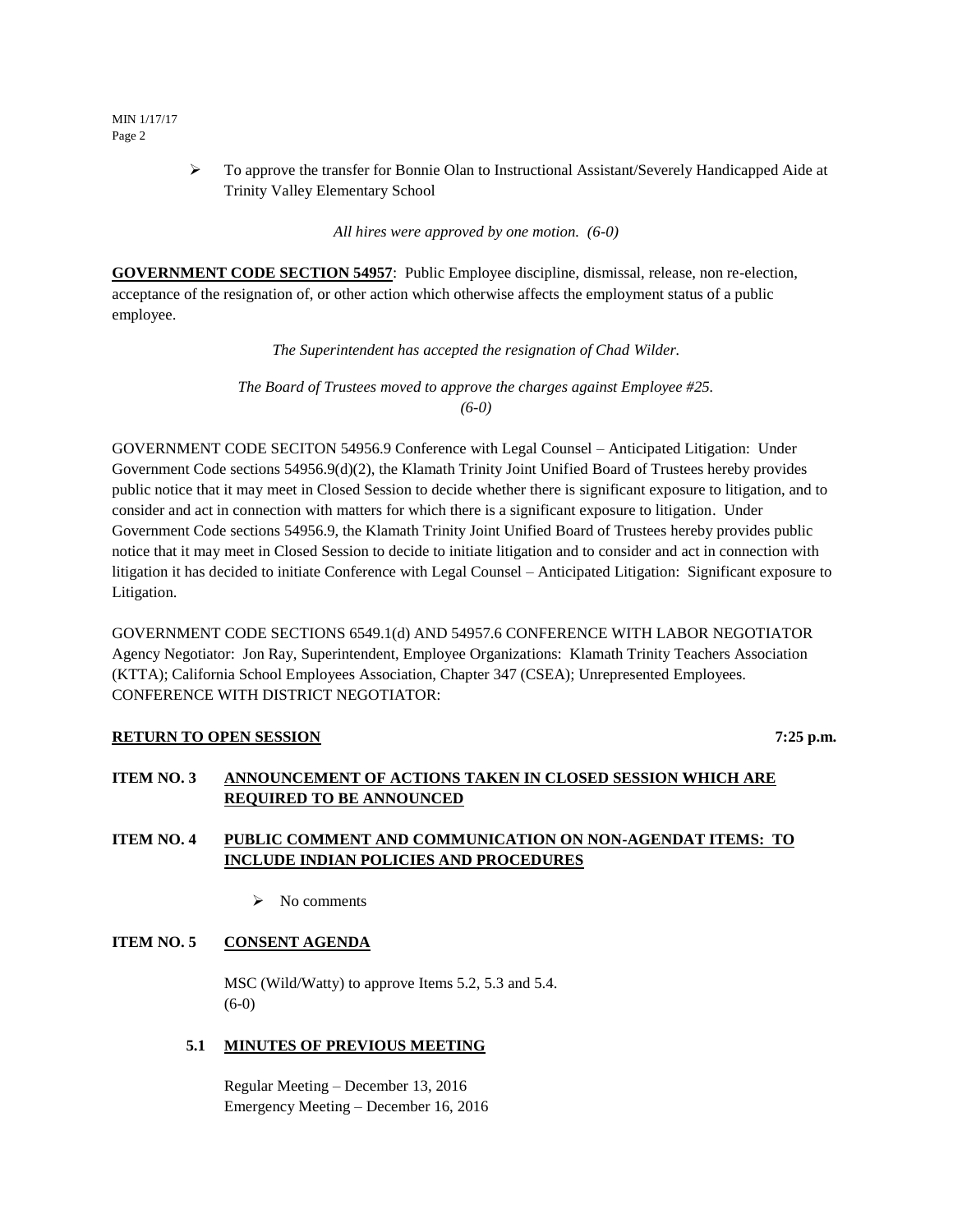- To approve the transfer for Bonnie Olan to Instructional Assistant/Severely Handicapped Aide at Trinity Valley Elementary School

*All hires were approved by one motion. (6-0)*

**GOVERNMENT CODE SECTION 54957**: Public Employee discipline, dismissal, release, non re-election, acceptance of the resignation of, or other action which otherwise affects the employment status of a public employee.

*The Superintendent has accepted the resignation of Chad Wilder.*

*The Board of Trustees moved to approve the charges against Employee #25. (6-0)*

GOVERNMENT CODE SECITON 54956.9 Conference with Legal Counsel – Anticipated Litigation: Under Government Code sections 54956.9(d)(2), the Klamath Trinity Joint Unified Board of Trustees hereby provides public notice that it may meet in Closed Session to decide whether there is significant exposure to litigation, and to consider and act in connection with matters for which there is a significant exposure to litigation. Under Government Code sections 54956.9, the Klamath Trinity Joint Unified Board of Trustees hereby provides public notice that it may meet in Closed Session to decide to initiate litigation and to consider and act in connection with litigation it has decided to initiate Conference with Legal Counsel – Anticipated Litigation: Significant exposure to Litigation.

GOVERNMENT CODE SECTIONS 6549.1(d) AND 54957.6 CONFERENCE WITH LABOR NEGOTIATOR Agency Negotiator: Jon Ray, Superintendent, Employee Organizations: Klamath Trinity Teachers Association (KTTA); California School Employees Association, Chapter 347 (CSEA); Unrepresented Employees. CONFERENCE WITH DISTRICT NEGOTIATOR:

**RETURN TO OPEN SESSION** **7:25 p.m.**

**ITEM NO. 3 ANNOUNCEMENT OF ACTIONS TAKEN IN CLOSED SESSION WHICH ARE REQUIRED TO BE ANNOUNCED**

**ITEM NO. 4 PUBLIC COMMENT AND COMMUNICATION ON NON-AGENDAT ITEMS: TO INCLUDE INDIAN POLICIES AND PROCEDURES**

- No comments

**ITEM NO. 5 CONSENT AGENDA**

MSC (Wild/Watty) to approve Items 5.2, 5.3 and 5.4.
(6-0)

**5.1 MINUTES OF PREVIOUS MEETING**

Regular Meeting – December 13, 2016
Emergency Meeting – December 16, 2016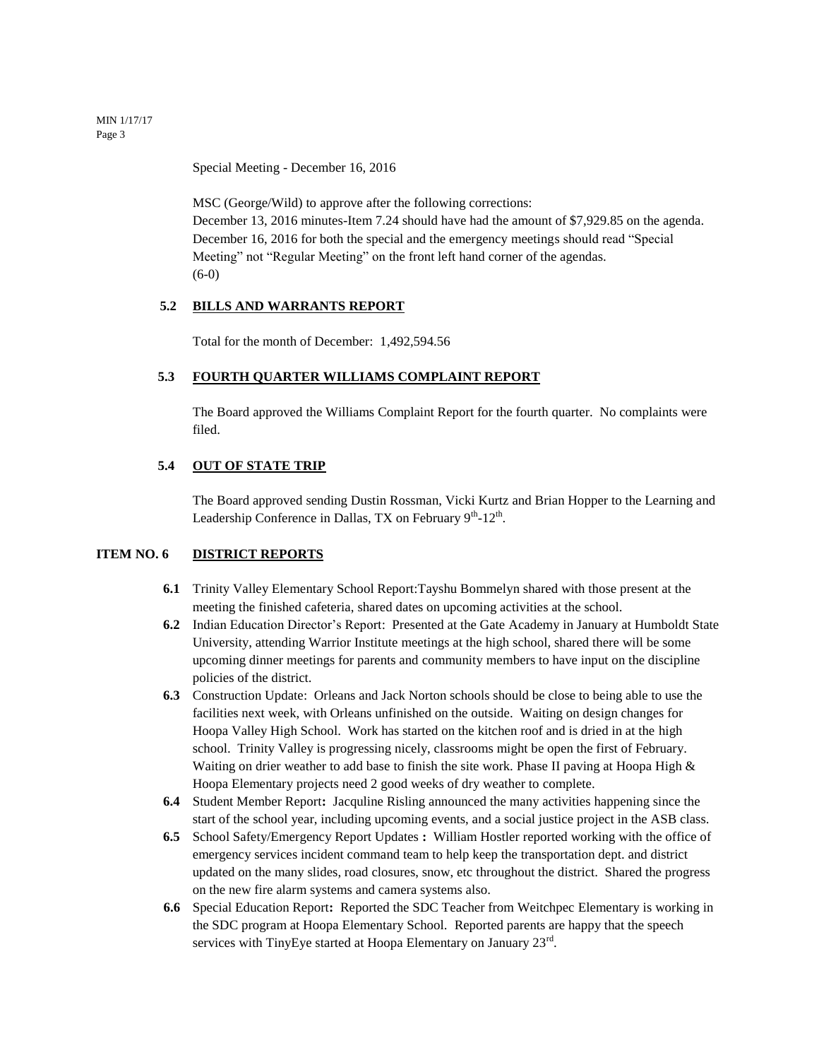Special Meeting - December 16, 2016

MSC (George/Wild) to approve after the following corrections:
December 13, 2016 minutes-Item 7.24 should have had the amount of $7,929.85 on the agenda.
December 16, 2016 for both the special and the emergency meetings should read "Special Meeting" not "Regular Meeting" on the front left hand corner of the agendas.
(6-0)

### 5.2 BILLS AND WARRANTS REPORT

Total for the month of December: 1,492,594.56

### 5.3 FOURTH QUARTER WILLIAMS COMPLAINT REPORT

The Board approved the Williams Complaint Report for the fourth quarter. No complaints were filed.

### 5.4 OUT OF STATE TRIP

The Board approved sending Dustin Rossman, Vicki Kurtz and Brian Hopper to the Learning and Leadership Conference in Dallas, TX on February 9th-12th.

## ITEM NO. 6 DISTRICT REPORTS

**6.1** Trinity Valley Elementary School Report:Tayshu Bommelyn shared with those present at the meeting the finished cafeteria, shared dates on upcoming activities at the school.

**6.2** Indian Education Director's Report: Presented at the Gate Academy in January at Humboldt State University, attending Warrior Institute meetings at the high school, shared there will be some upcoming dinner meetings for parents and community members to have input on the discipline policies of the district.

**6.3** Construction Update: Orleans and Jack Norton schools should be close to being able to use the facilities next week, with Orleans unfinished on the outside. Waiting on design changes for Hoopa Valley High School. Work has started on the kitchen roof and is dried in at the high school. Trinity Valley is progressing nicely, classrooms might be open the first of February. Waiting on drier weather to add base to finish the site work. Phase II paving at Hoopa High & Hoopa Elementary projects need 2 good weeks of dry weather to complete.

**6.4** Student Member Report**:** Jacquline Risling announced the many activities happening since the start of the school year, including upcoming events, and a social justice project in the ASB class.

**6.5** School Safety/Emergency Report Updates **:** William Hostler reported working with the office of emergency services incident command team to help keep the transportation dept. and district updated on the many slides, road closures, snow, etc throughout the district. Shared the progress on the new fire alarm systems and camera systems also.

**6.6** Special Education Report**:** Reported the SDC Teacher from Weitchpec Elementary is working in the SDC program at Hoopa Elementary School. Reported parents are happy that the speech services with TinyEye started at Hoopa Elementary on January 23rd.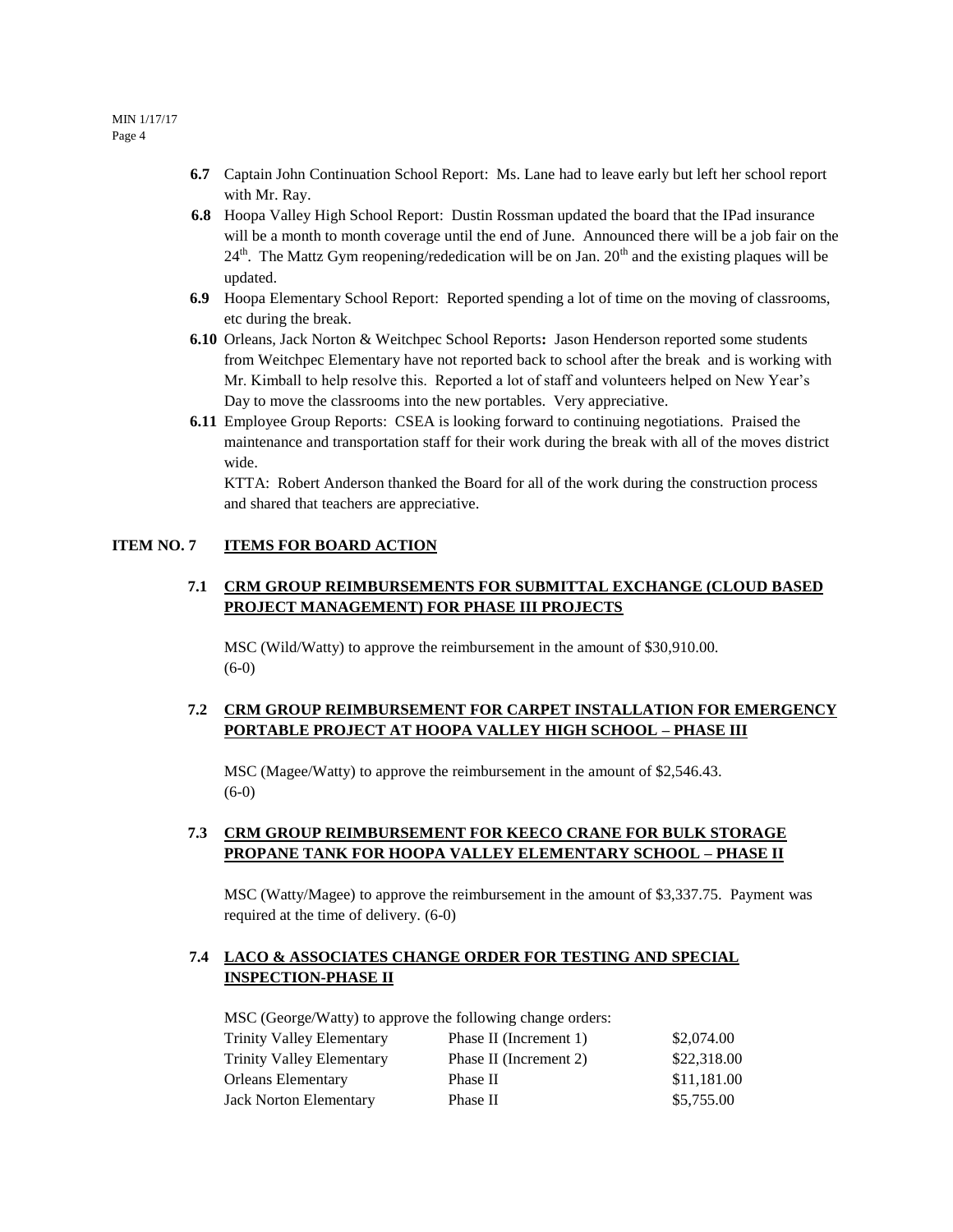**6.7** Captain John Continuation School Report: Ms. Lane had to leave early but left her school report with Mr. Ray.

**6.8** Hoopa Valley High School Report: Dustin Rossman updated the board that the IPad insurance will be a month to month coverage until the end of June. Announced there will be a job fair on the 24th. The Mattz Gym reopening/rededication will be on Jan. 20th and the existing plaques will be updated.

**6.9** Hoopa Elementary School Report: Reported spending a lot of time on the moving of classrooms, etc during the break.

**6.10** Orleans, Jack Norton & Weitchpec School Reports**:** Jason Henderson reported some students from Weitchpec Elementary have not reported back to school after the break and is working with Mr. Kimball to help resolve this. Reported a lot of staff and volunteers helped on New Year's Day to move the classrooms into the new portables. Very appreciative.

**6.11** Employee Group Reports: CSEA is looking forward to continuing negotiations. Praised the maintenance and transportation staff for their work during the break with all of the moves district wide.

KTTA: Robert Anderson thanked the Board for all of the work during the construction process and shared that teachers are appreciative.

## ITEM NO. 7 ITEMS FOR BOARD ACTION

### 7.1 CRM GROUP REIMBURSEMENTS FOR SUBMITTAL EXCHANGE (CLOUD BASED PROJECT MANAGEMENT) FOR PHASE III PROJECTS

MSC (Wild/Watty) to approve the reimbursement in the amount of $30,910.00. (6-0)

### 7.2 CRM GROUP REIMBURSEMENT FOR CARPET INSTALLATION FOR EMERGENCY PORTABLE PROJECT AT HOOPA VALLEY HIGH SCHOOL – PHASE III

MSC (Magee/Watty) to approve the reimbursement in the amount of $2,546.43. (6-0)

### 7.3 CRM GROUP REIMBURSEMENT FOR KEECO CRANE FOR BULK STORAGE PROPANE TANK FOR HOOPA VALLEY ELEMENTARY SCHOOL – PHASE II

MSC (Watty/Magee) to approve the reimbursement in the amount of $3,337.75. Payment was required at the time of delivery. (6-0)

### 7.4 LACO & ASSOCIATES CHANGE ORDER FOR TESTING AND SPECIAL INSPECTION-PHASE II

MSC (George/Watty) to approve the following change orders:

| | | |
|---|---|---|
| Trinity Valley Elementary | Phase II (Increment 1) | $2,074.00 |
| Trinity Valley Elementary | Phase II (Increment 2) | $22,318.00 |
| Orleans Elementary | Phase II | $11,181.00 |
| Jack Norton Elementary | Phase II | $5,755.00 |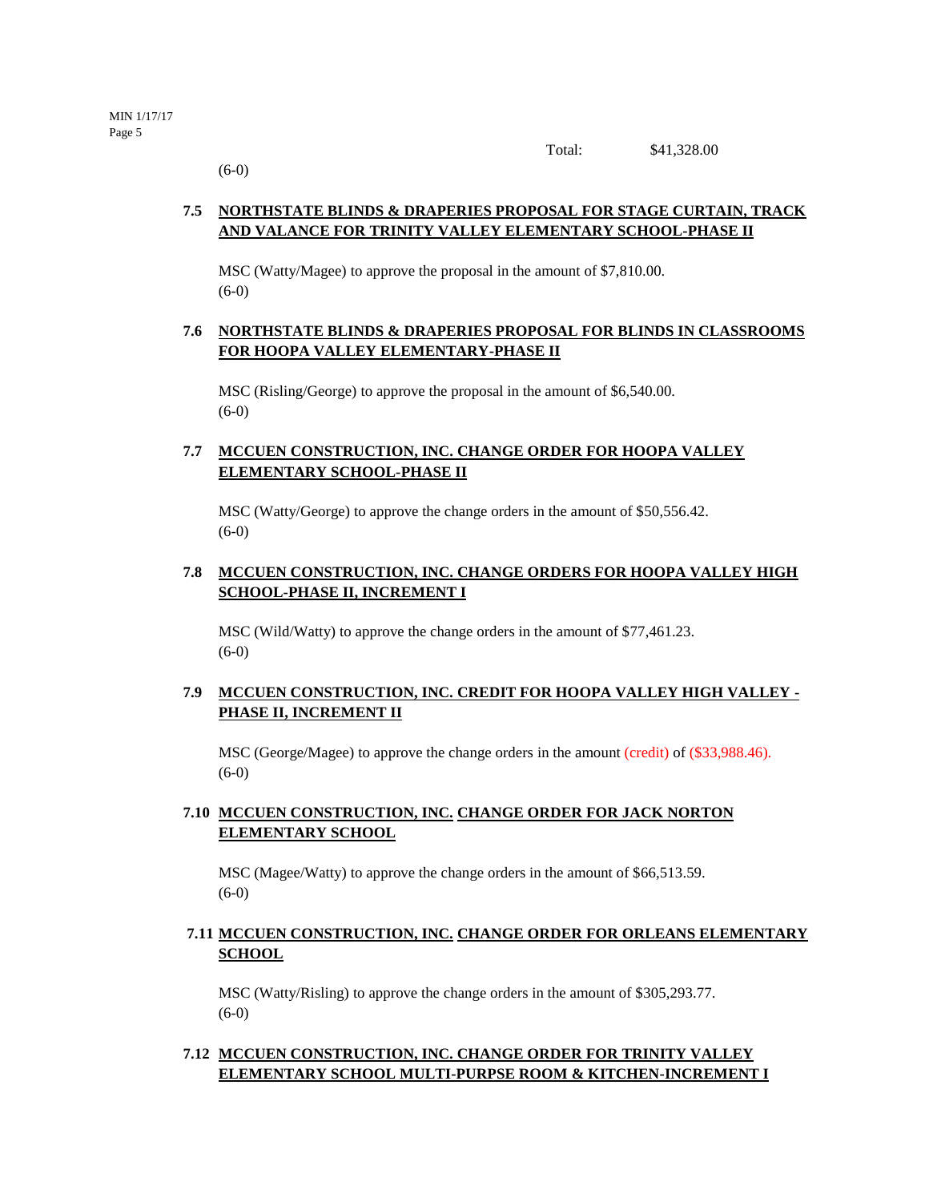Total: $41,328.00

(6-0)

**7.5 NORTHSTATE BLINDS & DRAPERIES PROPOSAL FOR STAGE CURTAIN, TRACK AND VALANCE FOR TRINITY VALLEY ELEMENTARY SCHOOL-PHASE II**

MSC (Watty/Magee) to approve the proposal in the amount of $7,810.00.
(6-0)

**7.6 NORTHSTATE BLINDS & DRAPERIES PROPOSAL FOR BLINDS IN CLASSROOMS FOR HOOPA VALLEY ELEMENTARY-PHASE II**

MSC (Risling/George) to approve the proposal in the amount of $6,540.00.
(6-0)

**7.7 MCCUEN CONSTRUCTION, INC. CHANGE ORDER FOR HOOPA VALLEY ELEMENTARY SCHOOL-PHASE II**

MSC (Watty/George) to approve the change orders in the amount of $50,556.42.
(6-0)

**7.8 MCCUEN CONSTRUCTION, INC. CHANGE ORDERS FOR HOOPA VALLEY HIGH SCHOOL-PHASE II, INCREMENT I**

MSC (Wild/Watty) to approve the change orders in the amount of $77,461.23.
(6-0)

**7.9 MCCUEN CONSTRUCTION, INC. CREDIT FOR HOOPA VALLEY HIGH VALLEY - PHASE II, INCREMENT II**

MSC (George/Magee) to approve the change orders in the amount (credit) of ($33,988.46).
(6-0)

**7.10 MCCUEN CONSTRUCTION, INC. CHANGE ORDER FOR JACK NORTON ELEMENTARY SCHOOL**

MSC (Magee/Watty) to approve the change orders in the amount of $66,513.59.
(6-0)

**7.11 MCCUEN CONSTRUCTION, INC. CHANGE ORDER FOR ORLEANS ELEMENTARY SCHOOL**

MSC (Watty/Risling) to approve the change orders in the amount of $305,293.77.
(6-0)

**7.12 MCCUEN CONSTRUCTION, INC. CHANGE ORDER FOR TRINITY VALLEY ELEMENTARY SCHOOL MULTI-PURPSE ROOM & KITCHEN-INCREMENT I**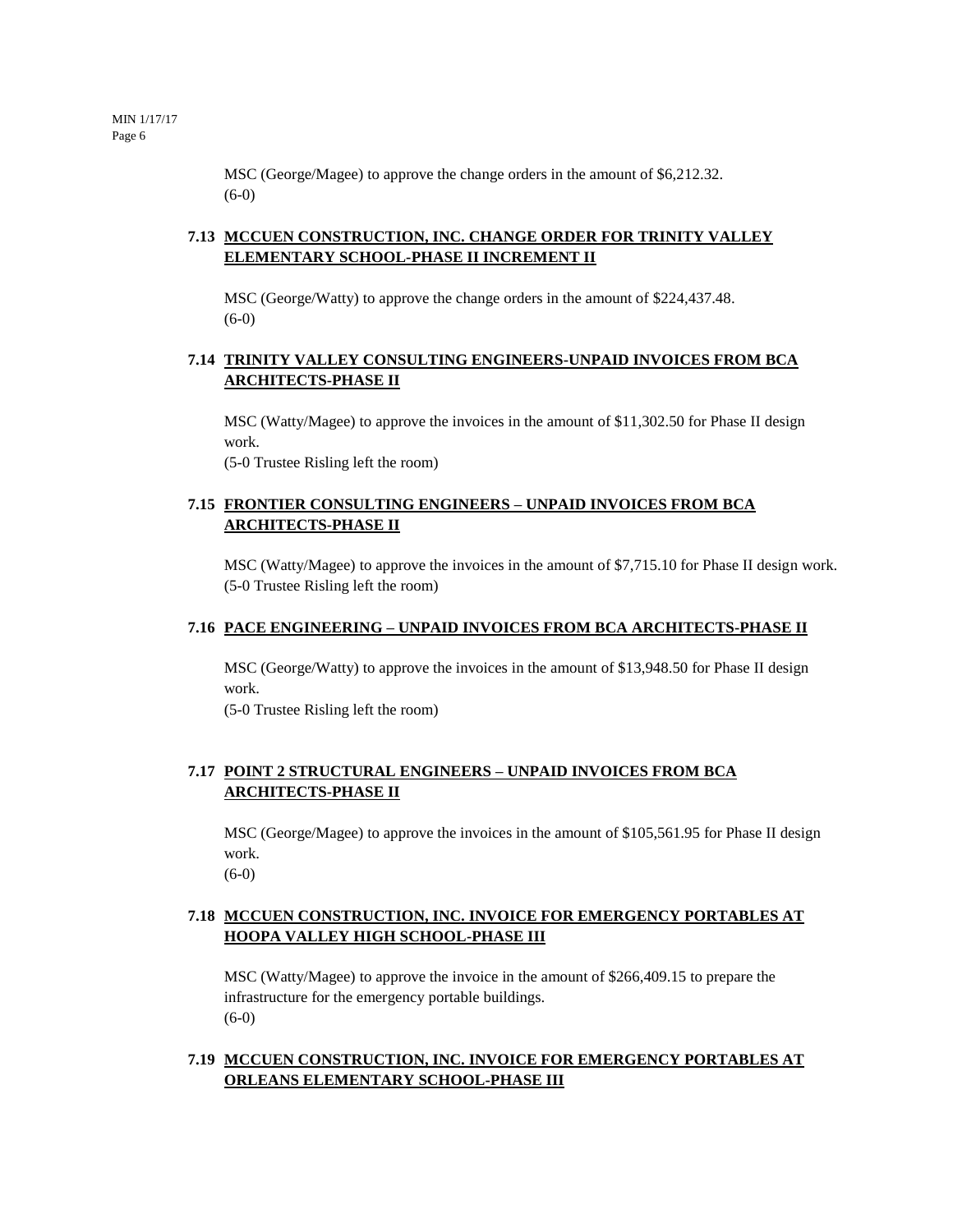MSC (George/Magee) to approve the change orders in the amount of $6,212.32.
(6-0)

### 7.13 MCCUEN CONSTRUCTION, INC. CHANGE ORDER FOR TRINITY VALLEY ELEMENTARY SCHOOL-PHASE II INCREMENT II

MSC (George/Watty) to approve the change orders in the amount of $224,437.48.
(6-0)

### 7.14 TRINITY VALLEY CONSULTING ENGINEERS-UNPAID INVOICES FROM BCA ARCHITECTS-PHASE II

MSC (Watty/Magee) to approve the invoices in the amount of $11,302.50 for Phase II design work.
(5-0 Trustee Risling left the room)

### 7.15 FRONTIER CONSULTING ENGINEERS – UNPAID INVOICES FROM BCA ARCHITECTS-PHASE II

MSC (Watty/Magee) to approve the invoices in the amount of $7,715.10 for Phase II design work.
(5-0 Trustee Risling left the room)

### 7.16 PACE ENGINEERING – UNPAID INVOICES FROM BCA ARCHITECTS-PHASE II

MSC (George/Watty) to approve the invoices in the amount of $13,948.50 for Phase II design work.
(5-0 Trustee Risling left the room)

### 7.17 POINT 2 STRUCTURAL ENGINEERS – UNPAID INVOICES FROM BCA ARCHITECTS-PHASE II

MSC (George/Magee) to approve the invoices in the amount of $105,561.95 for Phase II design work.
(6-0)

### 7.18 MCCUEN CONSTRUCTION, INC. INVOICE FOR EMERGENCY PORTABLES AT HOOPA VALLEY HIGH SCHOOL-PHASE III

MSC (Watty/Magee) to approve the invoice in the amount of $266,409.15 to prepare the infrastructure for the emergency portable buildings.
(6-0)

### 7.19 MCCUEN CONSTRUCTION, INC. INVOICE FOR EMERGENCY PORTABLES AT ORLEANS ELEMENTARY SCHOOL-PHASE III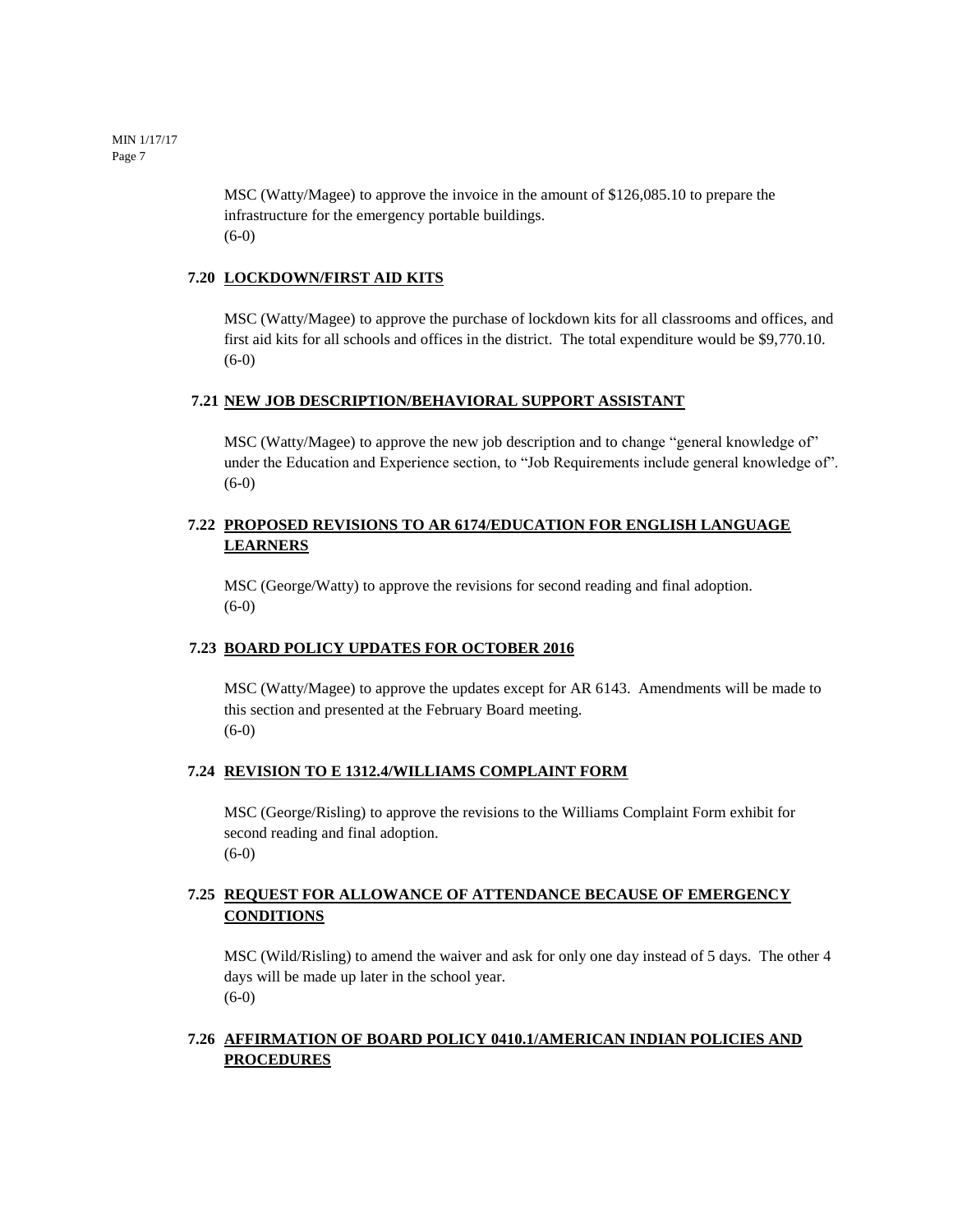MSC (Watty/Magee) to approve the invoice in the amount of $126,085.10 to prepare the infrastructure for the emergency portable buildings.
(6-0)

### 7.20 LOCKDOWN/FIRST AID KITS

MSC (Watty/Magee) to approve the purchase of lockdown kits for all classrooms and offices, and first aid kits for all schools and offices in the district. The total expenditure would be $9,770.10.
(6-0)

### 7.21 NEW JOB DESCRIPTION/BEHAVIORAL SUPPORT ASSISTANT

MSC (Watty/Magee) to approve the new job description and to change "general knowledge of" under the Education and Experience section, to "Job Requirements include general knowledge of".
(6-0)

### 7.22 PROPOSED REVISIONS TO AR 6174/EDUCATION FOR ENGLISH LANGUAGE LEARNERS

MSC (George/Watty) to approve the revisions for second reading and final adoption.
(6-0)

### 7.23 BOARD POLICY UPDATES FOR OCTOBER 2016

MSC (Watty/Magee) to approve the updates except for AR 6143. Amendments will be made to this section and presented at the February Board meeting.
(6-0)

### 7.24 REVISION TO E 1312.4/WILLIAMS COMPLAINT FORM

MSC (George/Risling) to approve the revisions to the Williams Complaint Form exhibit for second reading and final adoption.
(6-0)

### 7.25 REQUEST FOR ALLOWANCE OF ATTENDANCE BECAUSE OF EMERGENCY CONDITIONS

MSC (Wild/Risling) to amend the waiver and ask for only one day instead of 5 days. The other 4 days will be made up later in the school year.
(6-0)

### 7.26 AFFIRMATION OF BOARD POLICY 0410.1/AMERICAN INDIAN POLICIES AND PROCEDURES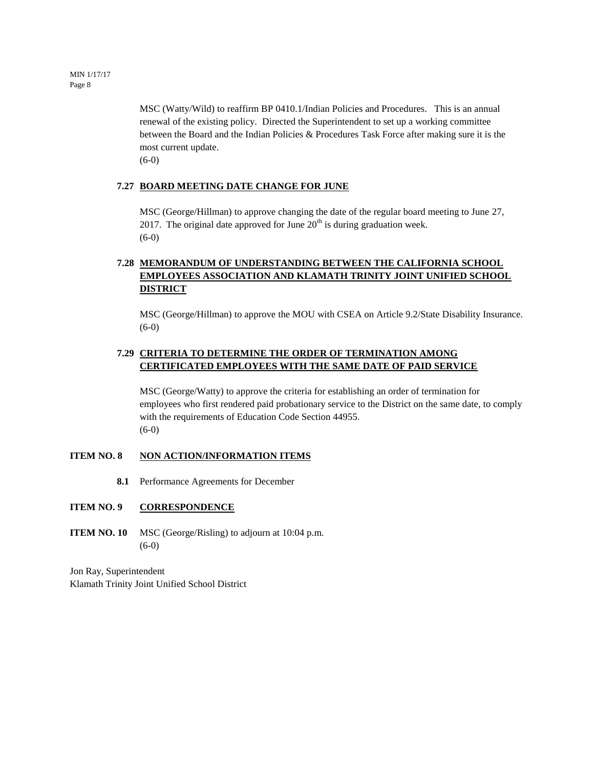MSC (Watty/Wild) to reaffirm BP 0410.1/Indian Policies and Procedures. This is an annual renewal of the existing policy. Directed the Superintendent to set up a working committee between the Board and the Indian Policies & Procedures Task Force after making sure it is the most current update.
(6-0)

**7.27 BOARD MEETING DATE CHANGE FOR JUNE**

MSC (George/Hillman) to approve changing the date of the regular board meeting to June 27, 2017. The original date approved for June 20th is during graduation week.
(6-0)

**7.28 MEMORANDUM OF UNDERSTANDING BETWEEN THE CALIFORNIA SCHOOL EMPLOYEES ASSOCIATION AND KLAMATH TRINITY JOINT UNIFIED SCHOOL DISTRICT**

MSC (George/Hillman) to approve the MOU with CSEA on Article 9.2/State Disability Insurance.
(6-0)

**7.29 CRITERIA TO DETERMINE THE ORDER OF TERMINATION AMONG CERTIFICATED EMPLOYEES WITH THE SAME DATE OF PAID SERVICE**

MSC (George/Watty) to approve the criteria for establishing an order of termination for employees who first rendered paid probationary service to the District on the same date, to comply with the requirements of Education Code Section 44955.
(6-0)

**ITEM NO. 8 NON ACTION/INFORMATION ITEMS**

**8.1** Performance Agreements for December

**ITEM NO. 9 CORRESPONDENCE**

**ITEM NO. 10** MSC (George/Risling) to adjourn at 10:04 p.m.
(6-0)

Jon Ray, Superintendent
Klamath Trinity Joint Unified School District